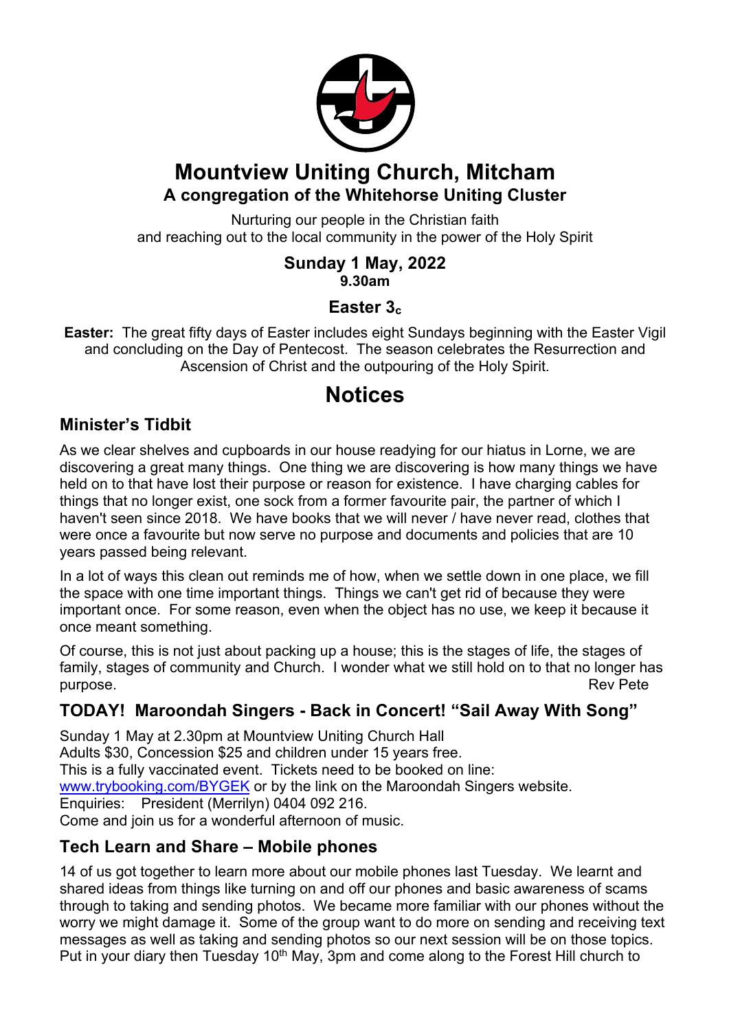# Mountview Uniting Church, Mitcham

## A congregation of the Whitehorse Uniting Cluster

Nurturing our people in the Christian faith
and reaching out to the local community in the power of the Holy Spirit

**Sunday 1 May, 2022**
**9.30am**

**Easter $3_c$**

**Easter:** The great fifty days of Easter includes eight Sundays beginning with the Easter Vigil and concluding on the Day of Pentecost. The season celebrates the Resurrection and Ascension of Christ and the outpouring of the Holy Spirit.

# Notices

## Minister's Tidbit

As we clear shelves and cupboards in our house readying for our hiatus in Lorne, we are discovering a great many things. One thing we are discovering is how many things we have held on to that have lost their purpose or reason for existence. I have charging cables for things that no longer exist, one sock from a former favourite pair, the partner of which I haven't seen since 2018. We have books that we will never / have never read, clothes that were once a favourite but now serve no purpose and documents and policies that are 10 years passed being relevant.

In a lot of ways this clean out reminds me of how, when we settle down in one place, we fill the space with one time important things. Things we can't get rid of because they were important once. For some reason, even when the object has no use, we keep it because it once meant something.

Of course, this is not just about packing up a house; this is the stages of life, the stages of family, stages of community and Church. I wonder what we still hold on to that no longer has purpose.

Rev Pete

## TODAY! Maroondah Singers - Back in Concert! "Sail Away With Song"

Sunday 1 May at 2.30pm at Mountview Uniting Church Hall
Adults $30, Concession $25 and children under 15 years free.
This is a fully vaccinated event. Tickets need to be booked on line:
www.trybooking.com/BYGEK or by the link on the Maroondah Singers website.
Enquiries: President (Merrilyn) 0404 092 216.
Come and join us for a wonderful afternoon of music.

## Tech Learn and Share – Mobile phones

14 of us got together to learn more about our mobile phones last Tuesday. We learnt and shared ideas from things like turning on and off our phones and basic awareness of scams through to taking and sending photos. We became more familiar with our phones without the worry we might damage it. Some of the group want to do more on sending and receiving text messages as well as taking and sending photos so our next session will be on those topics. Put in your diary then Tuesday 10th May, 3pm and come along to the Forest Hill church to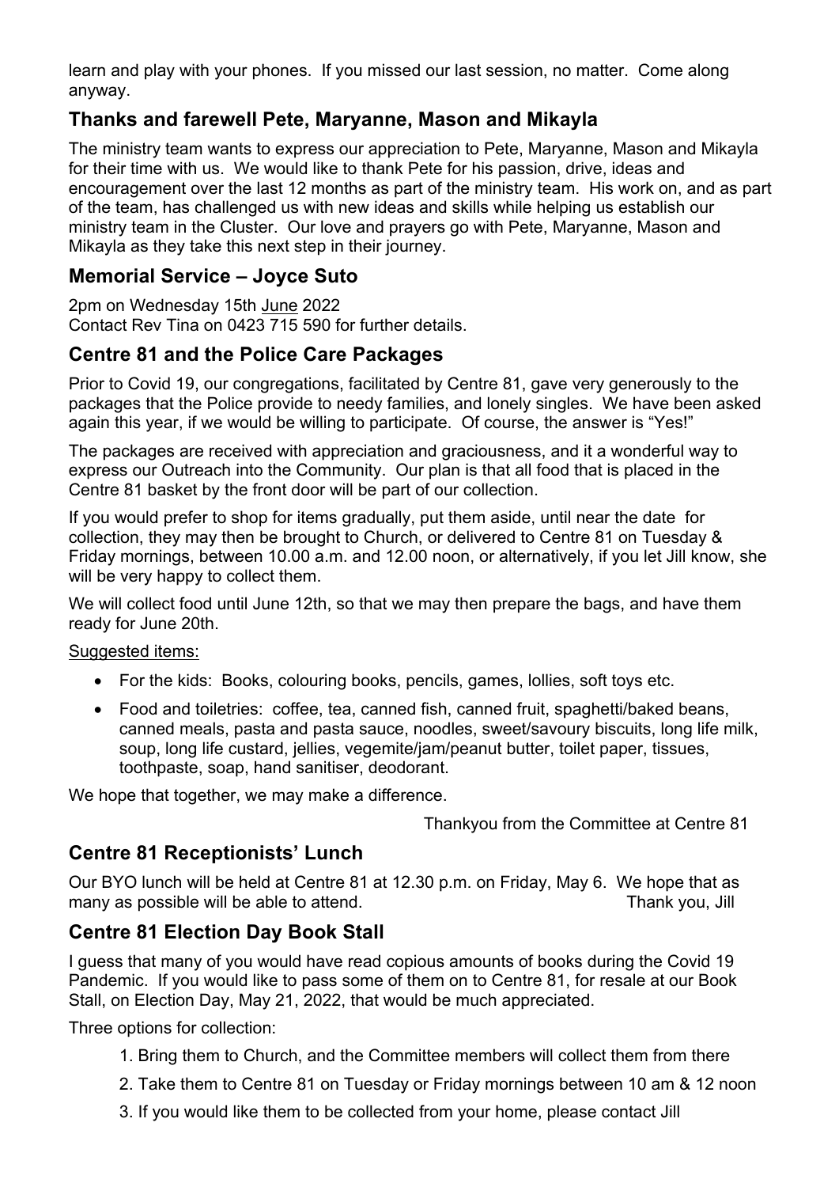learn and play with your phones. If you missed our last session, no matter. Come along anyway.

## Thanks and farewell Pete, Maryanne, Mason and Mikayla

The ministry team wants to express our appreciation to Pete, Maryanne, Mason and Mikayla for their time with us. We would like to thank Pete for his passion, drive, ideas and encouragement over the last 12 months as part of the ministry team. His work on, and as part of the team, has challenged us with new ideas and skills while helping us establish our ministry team in the Cluster. Our love and prayers go with Pete, Maryanne, Mason and Mikayla as they take this next step in their journey.

## Memorial Service – Joyce Suto

2pm on Wednesday 15th June 2022
Contact Rev Tina on 0423 715 590 for further details.

## Centre 81 and the Police Care Packages

Prior to Covid 19, our congregations, facilitated by Centre 81, gave very generously to the packages that the Police provide to needy families, and lonely singles. We have been asked again this year, if we would be willing to participate. Of course, the answer is "Yes!"

The packages are received with appreciation and graciousness, and it a wonderful way to express our Outreach into the Community. Our plan is that all food that is placed in the Centre 81 basket by the front door will be part of our collection.

If you would prefer to shop for items gradually, put them aside, until near the date for collection, they may then be brought to Church, or delivered to Centre 81 on Tuesday & Friday mornings, between 10.00 a.m. and 12.00 noon, or alternatively, if you let Jill know, she will be very happy to collect them.

We will collect food until June 12th, so that we may then prepare the bags, and have them ready for June 20th.

Suggested items:

- For the kids: Books, colouring books, pencils, games, lollies, soft toys etc.
- Food and toiletries: coffee, tea, canned fish, canned fruit, spaghetti/baked beans, canned meals, pasta and pasta sauce, noodles, sweet/savoury biscuits, long life milk, soup, long life custard, jellies, vegemite/jam/peanut butter, toilet paper, tissues, toothpaste, soap, hand sanitiser, deodorant.

We hope that together, we may make a difference.

Thankyou from the Committee at Centre 81

## Centre 81 Receptionists' Lunch

Our BYO lunch will be held at Centre 81 at 12.30 p.m. on Friday, May 6. We hope that as many as possible will be able to attend. Thank you, Jill

## Centre 81 Election Day Book Stall

I guess that many of you would have read copious amounts of books during the Covid 19 Pandemic. If you would like to pass some of them on to Centre 81, for resale at our Book Stall, on Election Day, May 21, 2022, that would be much appreciated.

Three options for collection:

1. Bring them to Church, and the Committee members will collect them from there
2. Take them to Centre 81 on Tuesday or Friday mornings between 10 am & 12 noon
3. If you would like them to be collected from your home, please contact Jill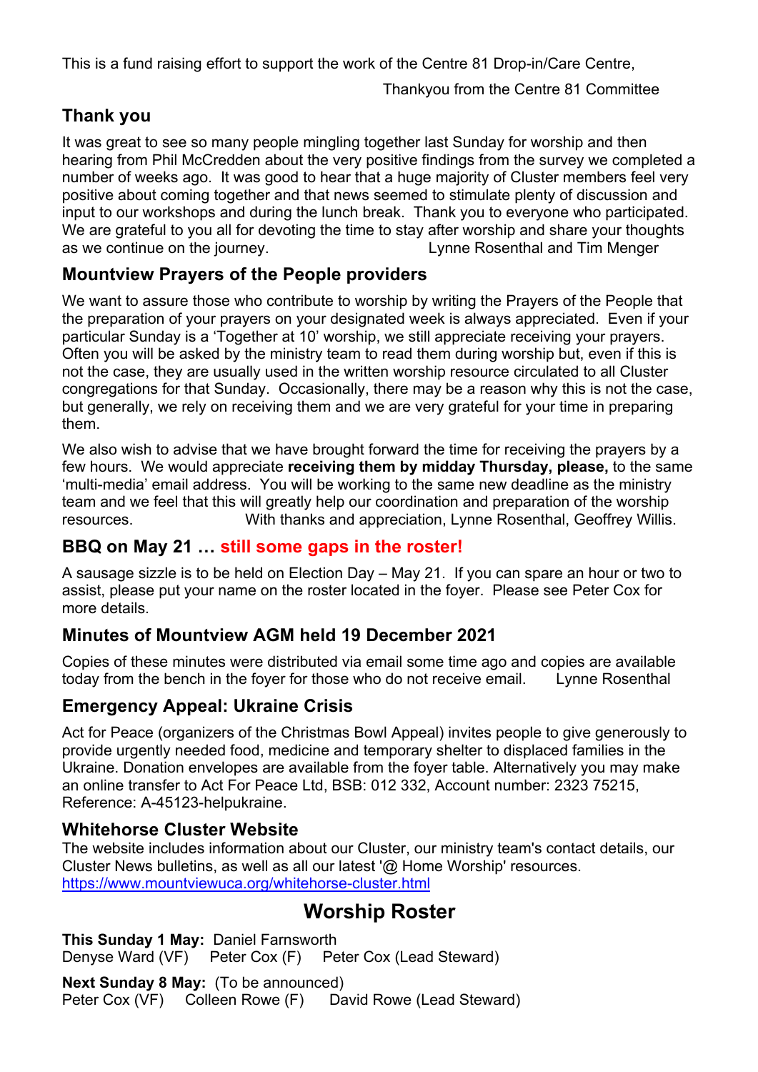This is a fund raising effort to support the work of the Centre 81 Drop-in/Care Centre,

Thankyou from the Centre 81 Committee

### Thank you

It was great to see so many people mingling together last Sunday for worship and then hearing from Phil McCredden about the very positive findings from the survey we completed a number of weeks ago. It was good to hear that a huge majority of Cluster members feel very positive about coming together and that news seemed to stimulate plenty of discussion and input to our workshops and during the lunch break. Thank you to everyone who participated. We are grateful to you all for devoting the time to stay after worship and share your thoughts as we continue on the journey. Lynne Rosenthal and Tim Menger

### Mountview Prayers of the People providers

We want to assure those who contribute to worship by writing the Prayers of the People that the preparation of your prayers on your designated week is always appreciated. Even if your particular Sunday is a 'Together at 10' worship, we still appreciate receiving your prayers. Often you will be asked by the ministry team to read them during worship but, even if this is not the case, they are usually used in the written worship resource circulated to all Cluster congregations for that Sunday. Occasionally, there may be a reason why this is not the case, but generally, we rely on receiving them and we are very grateful for your time in preparing them.

We also wish to advise that we have brought forward the time for receiving the prayers by a few hours. We would appreciate **receiving them by midday Thursday, please,** to the same 'multi-media' email address. You will be working to the same new deadline as the ministry team and we feel that this will greatly help our coordination and preparation of the worship resources. With thanks and appreciation, Lynne Rosenthal, Geoffrey Willis.

### BBQ on May 21 … still some gaps in the roster!

A sausage sizzle is to be held on Election Day – May 21. If you can spare an hour or two to assist, please put your name on the roster located in the foyer. Please see Peter Cox for more details.

### Minutes of Mountview AGM held 19 December 2021

Copies of these minutes were distributed via email some time ago and copies are available today from the bench in the foyer for those who do not receive email. Lynne Rosenthal

### Emergency Appeal: Ukraine Crisis

Act for Peace (organizers of the Christmas Bowl Appeal) invites people to give generously to provide urgently needed food, medicine and temporary shelter to displaced families in the Ukraine. Donation envelopes are available from the foyer table. Alternatively you may make an online transfer to Act For Peace Ltd, BSB: 012 332, Account number: 2323 75215, Reference: A-45123-helpukraine.

### Whitehorse Cluster Website

The website includes information about our Cluster, our ministry team's contact details, our Cluster News bulletins, as well as all our latest '@ Home Worship' resources.
https://www.mountviewuca.org/whitehorse-cluster.html

## Worship Roster

**This Sunday 1 May:** Daniel Farnsworth
Denyse Ward (VF) Peter Cox (F) Peter Cox (Lead Steward)

**Next Sunday 8 May:** (To be announced)
Peter Cox (VF) Colleen Rowe (F) David Rowe (Lead Steward)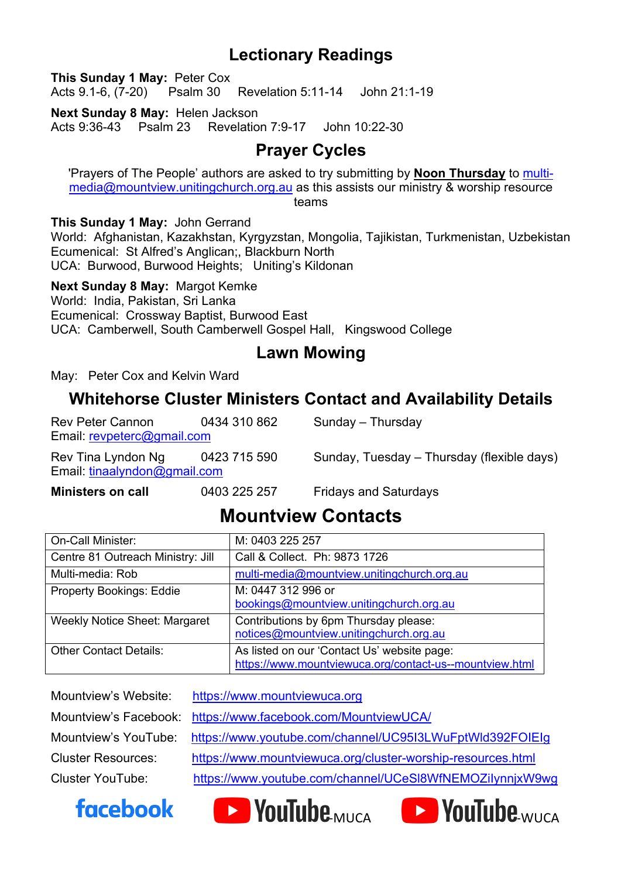## Lectionary Readings

**This Sunday 1 May:** Peter Cox
Acts 9.1-6, (7-20)   Psalm 30   Revelation 5:11-14   John 21:1-19

**Next Sunday 8 May:** Helen Jackson
Acts 9:36-43   Psalm 23   Revelation 7:9-17   John 10:22-30

## Prayer Cycles

'Prayers of The People' authors are asked to try submitting by **Noon Thursday** to multi-media@mountview.unitingchurch.org.au as this assists our ministry & worship resource teams

**This Sunday 1 May:** John Gerrand
World: Afghanistan, Kazakhstan, Kyrgyzstan, Mongolia, Tajikistan, Turkmenistan, Uzbekistan
Ecumenical: St Alfred's Anglican;, Blackburn North
UCA: Burwood, Burwood Heights; Uniting's Kildonan

**Next Sunday 8 May:** Margot Kemke
World: India, Pakistan, Sri Lanka
Ecumenical: Crossway Baptist, Burwood East
UCA: Camberwell, South Camberwell Gospel Hall, Kingswood College

## Lawn Mowing

May: Peter Cox and Kelvin Ward

## Whitehorse Cluster Ministers Contact and Availability Details

| | | |
|---|---|---|
| Rev Peter Cannon<br>Email: revpeterc@gmail.com | 0434 310 862 | Sunday – Thursday |
| Rev Tina Lyndon Ng<br>Email: tinaalyndon@gmail.com | 0423 715 590 | Sunday, Tuesday – Thursday (flexible days) |
| **Ministers on call** | 0403 225 257 | Fridays and Saturdays |

## Mountview Contacts

| | |
|---|---|
| On-Call Minister: | M: 0403 225 257 |
| Centre 81 Outreach Ministry: Jill | Call & Collect. Ph: 9873 1726 |
| Multi-media: Rob | multi-media@mountview.unitingchurch.org.au |
| Property Bookings: Eddie | M: 0447 312 996 or bookings@mountview.unitingchurch.org.au |
| Weekly Notice Sheet: Margaret | Contributions by 6pm Thursday please: notices@mountview.unitingchurch.org.au |
| Other Contact Details: | As listed on our 'Contact Us' website page: https://www.mountviewuca.org/contact-us--mountview.html |

Mountview's Website: https://www.mountviewuca.org
Mountview's Facebook: https://www.facebook.com/MountviewUCA/
Mountview's YouTube: https://www.youtube.com/channel/UC95I3LWuFptWld392FOIEIg
Cluster Resources: https://www.mountviewuca.org/cluster-worship-resources.html
Cluster YouTube: https://www.youtube.com/channel/UCeSI8WfNEMOZiIynnjxW9wg

facebook   YouTube-MUCA   YouTube-WUCA